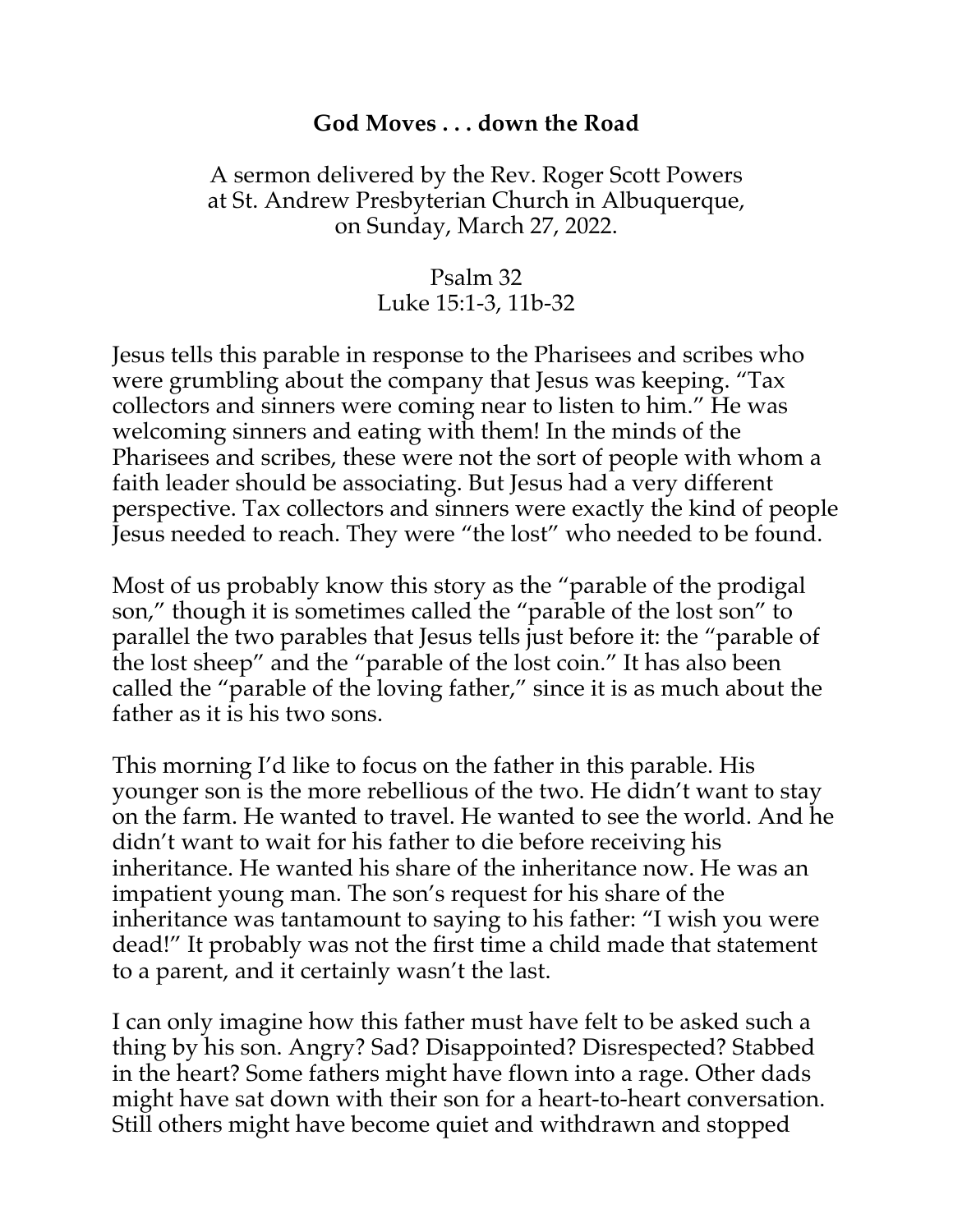# God Moves . . . down the Road

A sermon delivered by the Rev. Roger Scott Powers
at St. Andrew Presbyterian Church in Albuquerque,
on Sunday, March 27, 2022.

Psalm 32
Luke 15:1-3, 11b-32

Jesus tells this parable in response to the Pharisees and scribes who were grumbling about the company that Jesus was keeping. "Tax collectors and sinners were coming near to listen to him." He was welcoming sinners and eating with them! In the minds of the Pharisees and scribes, these were not the sort of people with whom a faith leader should be associating. But Jesus had a very different perspective. Tax collectors and sinners were exactly the kind of people Jesus needed to reach. They were "the lost" who needed to be found.

Most of us probably know this story as the "parable of the prodigal son," though it is sometimes called the "parable of the lost son" to parallel the two parables that Jesus tells just before it: the "parable of the lost sheep" and the "parable of the lost coin." It has also been called the "parable of the loving father," since it is as much about the father as it is his two sons.

This morning I'd like to focus on the father in this parable. His younger son is the more rebellious of the two. He didn't want to stay on the farm. He wanted to travel. He wanted to see the world. And he didn't want to wait for his father to die before receiving his inheritance. He wanted his share of the inheritance now. He was an impatient young man. The son's request for his share of the inheritance was tantamount to saying to his father: "I wish you were dead!" It probably was not the first time a child made that statement to a parent, and it certainly wasn't the last.

I can only imagine how this father must have felt to be asked such a thing by his son. Angry? Sad? Disappointed? Disrespected? Stabbed in the heart? Some fathers might have flown into a rage. Other dads might have sat down with their son for a heart-to-heart conversation. Still others might have become quiet and withdrawn and stopped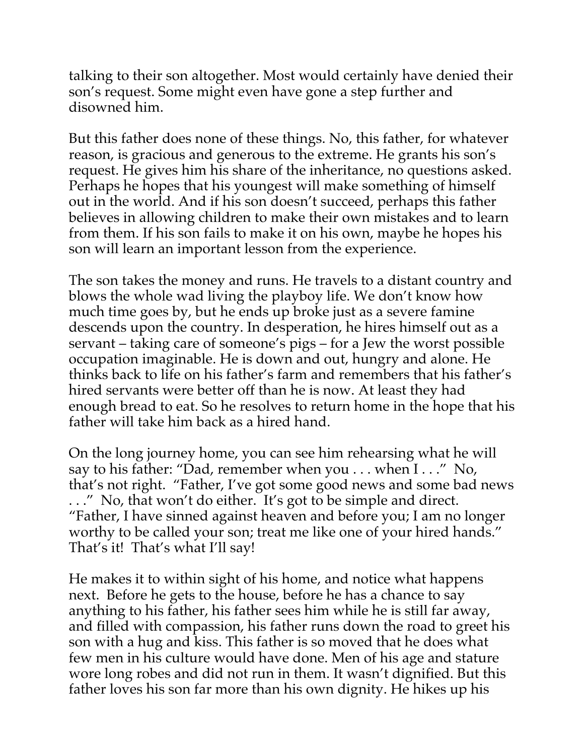talking to their son altogether. Most would certainly have denied their son's request. Some might even have gone a step further and disowned him.

But this father does none of these things. No, this father, for whatever reason, is gracious and generous to the extreme. He grants his son's request. He gives him his share of the inheritance, no questions asked. Perhaps he hopes that his youngest will make something of himself out in the world. And if his son doesn't succeed, perhaps this father believes in allowing children to make their own mistakes and to learn from them. If his son fails to make it on his own, maybe he hopes his son will learn an important lesson from the experience.

The son takes the money and runs. He travels to a distant country and blows the whole wad living the playboy life. We don't know how much time goes by, but he ends up broke just as a severe famine descends upon the country. In desperation, he hires himself out as a servant – taking care of someone's pigs – for a Jew the worst possible occupation imaginable. He is down and out, hungry and alone. He thinks back to life on his father's farm and remembers that his father's hired servants were better off than he is now. At least they had enough bread to eat. So he resolves to return home in the hope that his father will take him back as a hired hand.

On the long journey home, you can see him rehearsing what he will say to his father: "Dad, remember when you . . . when I . . ." No, that's not right. "Father, I've got some good news and some bad news . . ." No, that won't do either. It's got to be simple and direct. "Father, I have sinned against heaven and before you; I am no longer worthy to be called your son; treat me like one of your hired hands." That's it! That's what I'll say!

He makes it to within sight of his home, and notice what happens next. Before he gets to the house, before he has a chance to say anything to his father, his father sees him while he is still far away, and filled with compassion, his father runs down the road to greet his son with a hug and kiss. This father is so moved that he does what few men in his culture would have done. Men of his age and stature wore long robes and did not run in them. It wasn't dignified. But this father loves his son far more than his own dignity. He hikes up his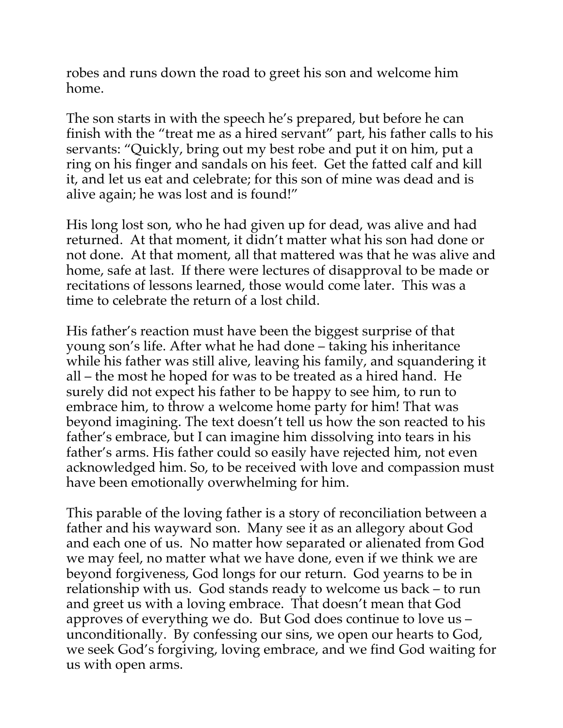robes and runs down the road to greet his son and welcome him home.

The son starts in with the speech he's prepared, but before he can finish with the "treat me as a hired servant" part, his father calls to his servants: "Quickly, bring out my best robe and put it on him, put a ring on his finger and sandals on his feet. Get the fatted calf and kill it, and let us eat and celebrate; for this son of mine was dead and is alive again; he was lost and is found!"

His long lost son, who he had given up for dead, was alive and had returned. At that moment, it didn't matter what his son had done or not done. At that moment, all that mattered was that he was alive and home, safe at last. If there were lectures of disapproval to be made or recitations of lessons learned, those would come later. This was a time to celebrate the return of a lost child.

His father's reaction must have been the biggest surprise of that young son's life. After what he had done – taking his inheritance while his father was still alive, leaving his family, and squandering it all – the most he hoped for was to be treated as a hired hand. He surely did not expect his father to be happy to see him, to run to embrace him, to throw a welcome home party for him! That was beyond imagining. The text doesn't tell us how the son reacted to his father's embrace, but I can imagine him dissolving into tears in his father's arms. His father could so easily have rejected him, not even acknowledged him. So, to be received with love and compassion must have been emotionally overwhelming for him.

This parable of the loving father is a story of reconciliation between a father and his wayward son. Many see it as an allegory about God and each one of us. No matter how separated or alienated from God we may feel, no matter what we have done, even if we think we are beyond forgiveness, God longs for our return. God yearns to be in relationship with us. God stands ready to welcome us back – to run and greet us with a loving embrace. That doesn't mean that God approves of everything we do. But God does continue to love us – unconditionally. By confessing our sins, we open our hearts to God, we seek God's forgiving, loving embrace, and we find God waiting for us with open arms.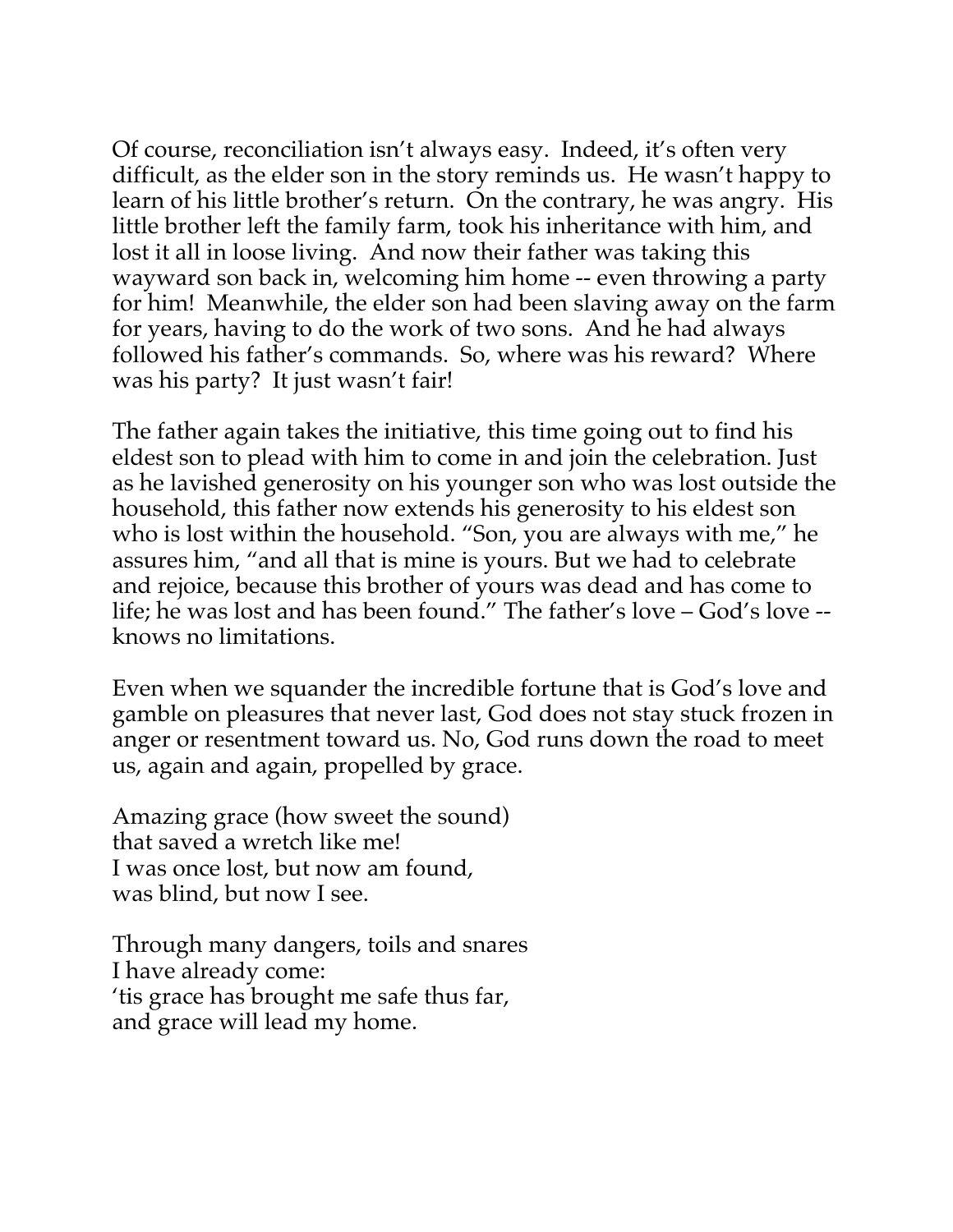Of course, reconciliation isn't always easy. Indeed, it's often very difficult, as the elder son in the story reminds us. He wasn't happy to learn of his little brother's return. On the contrary, he was angry. His little brother left the family farm, took his inheritance with him, and lost it all in loose living. And now their father was taking this wayward son back in, welcoming him home -- even throwing a party for him! Meanwhile, the elder son had been slaving away on the farm for years, having to do the work of two sons. And he had always followed his father's commands. So, where was his reward? Where was his party? It just wasn't fair!

The father again takes the initiative, this time going out to find his eldest son to plead with him to come in and join the celebration. Just as he lavished generosity on his younger son who was lost outside the household, this father now extends his generosity to his eldest son who is lost within the household. "Son, you are always with me," he assures him, "and all that is mine is yours. But we had to celebrate and rejoice, because this brother of yours was dead and has come to life; he was lost and has been found." The father's love – God's love -- knows no limitations.

Even when we squander the incredible fortune that is God's love and gamble on pleasures that never last, God does not stay stuck frozen in anger or resentment toward us. No, God runs down the road to meet us, again and again, propelled by grace.

Amazing grace (how sweet the sound)
that saved a wretch like me!
I was once lost, but now am found,
was blind, but now I see.

Through many dangers, toils and snares
I have already come:
'tis grace has brought me safe thus far,
and grace will lead my home.